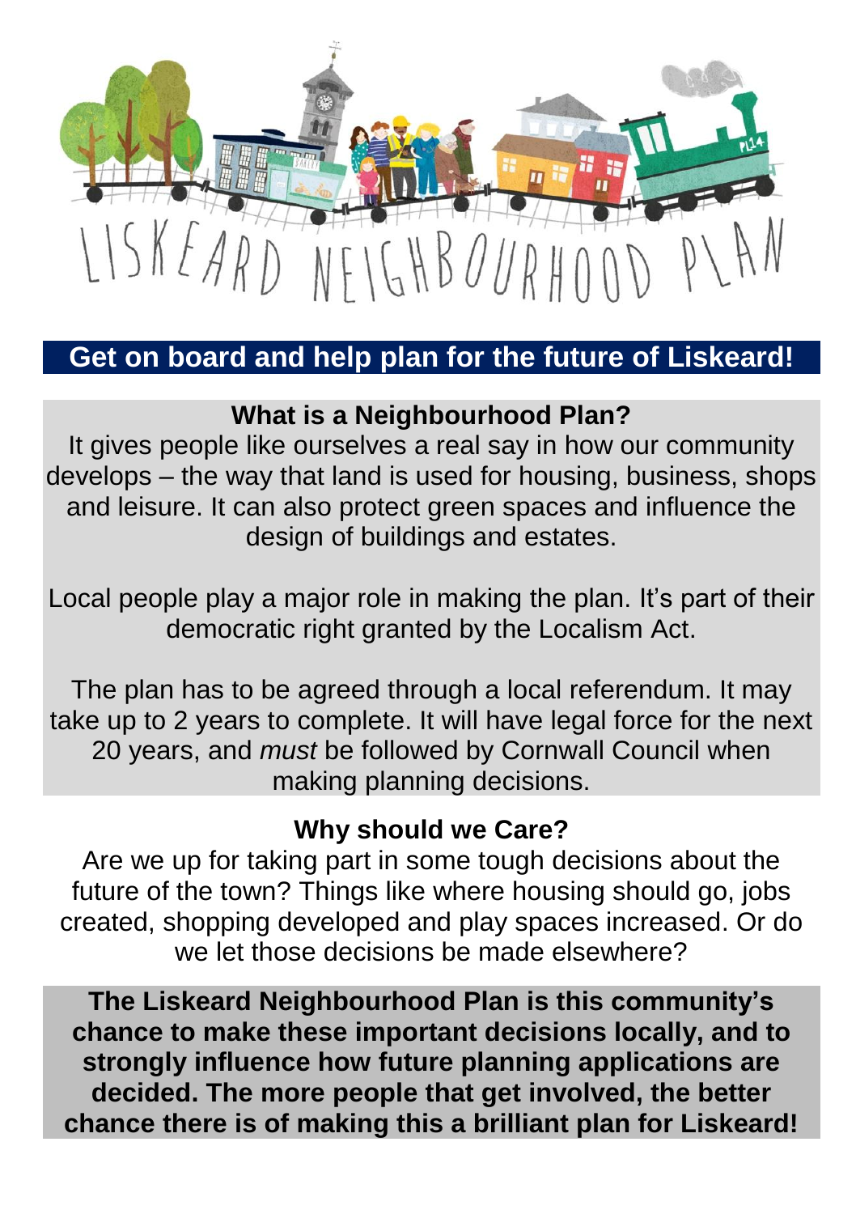# LISKEARD NEIGHBOURHOOD PLAN

## Get on board and help plan for the future of Liskeard!

### What is a Neighbourhood Plan?

It gives people like ourselves a real say in how our community develops – the way that land is used for housing, business, shops and leisure. It can also protect green spaces and influence the design of buildings and estates.

Local people play a major role in making the plan. It's part of their democratic right granted by the Localism Act.

The plan has to be agreed through a local referendum. It may take up to 2 years to complete. It will have legal force for the next 20 years, and *must* be followed by Cornwall Council when making planning decisions.

### Why should we Care?

Are we up for taking part in some tough decisions about the future of the town? Things like where housing should go, jobs created, shopping developed and play spaces increased. Or do we let those decisions be made elsewhere?

**The Liskeard Neighbourhood Plan is this community's chance to make these important decisions locally, and to strongly influence how future planning applications are decided. The more people that get involved, the better chance there is of making this a brilliant plan for Liskeard!**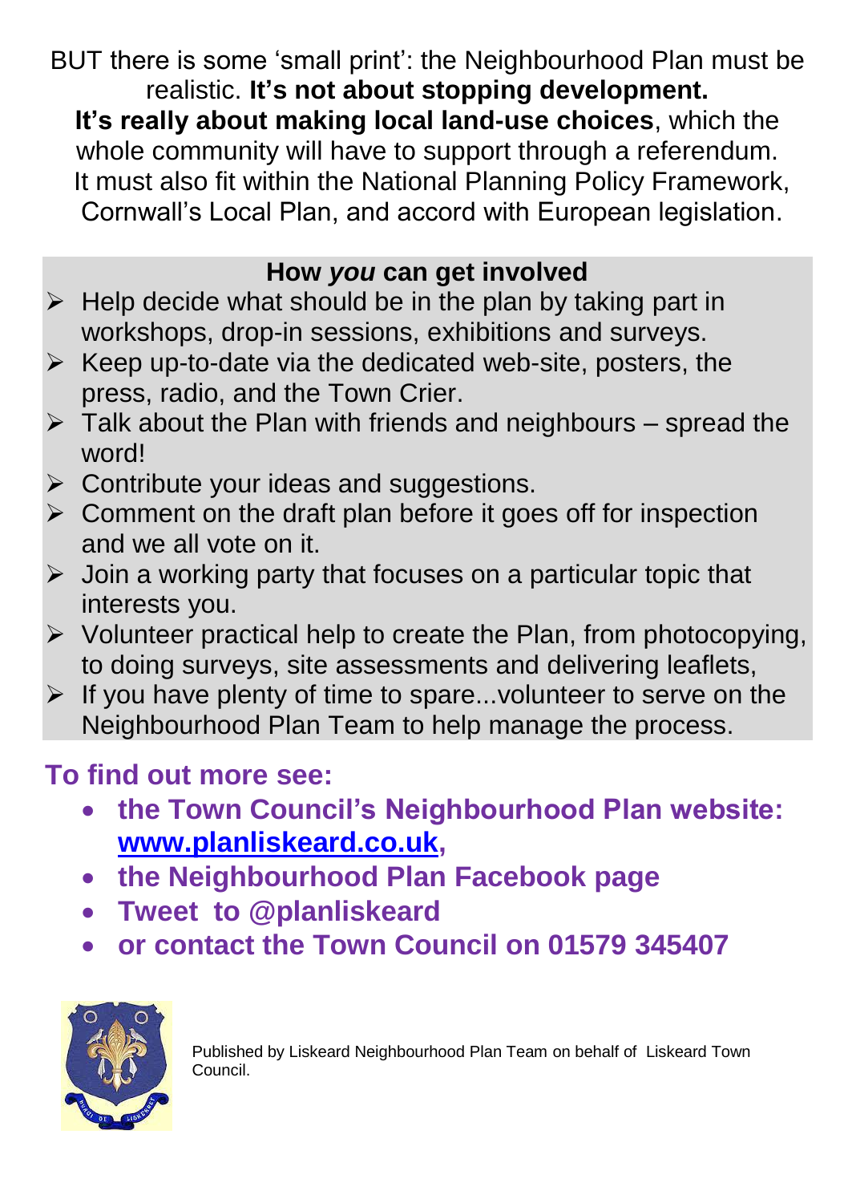BUT there is some 'small print': the Neighbourhood Plan must be realistic. **It's not about stopping development. It's really about making local land-use choices**, which the whole community will have to support through a referendum. It must also fit within the National Planning Policy Framework, Cornwall's Local Plan, and accord with European legislation.

## How *you* can get involved

- Help decide what should be in the plan by taking part in workshops, drop-in sessions, exhibitions and surveys.
- Keep up-to-date via the dedicated web-site, posters, the press, radio, and the Town Crier.
- Talk about the Plan with friends and neighbours – spread the word!
- Contribute your ideas and suggestions.
- Comment on the draft plan before it goes off for inspection and we all vote on it.
- Join a working party that focuses on a particular topic that interests you.
- Volunteer practical help to create the Plan, from photocopying, to doing surveys, site assessments and delivering leaflets,
- If you have plenty of time to spare...volunteer to serve on the Neighbourhood Plan Team to help manage the process.

## To find out more see:

- **the Town Council's Neighbourhood Plan website: [www.planliskeard.co.uk](http://www.planliskeard.co.uk),**
- **the Neighbourhood Plan Facebook page**
- **Tweet to @planliskeard**
- **or contact the Town Council on 01579 345407**

Published by Liskeard Neighbourhood Plan Team on behalf of Liskeard Town Council.